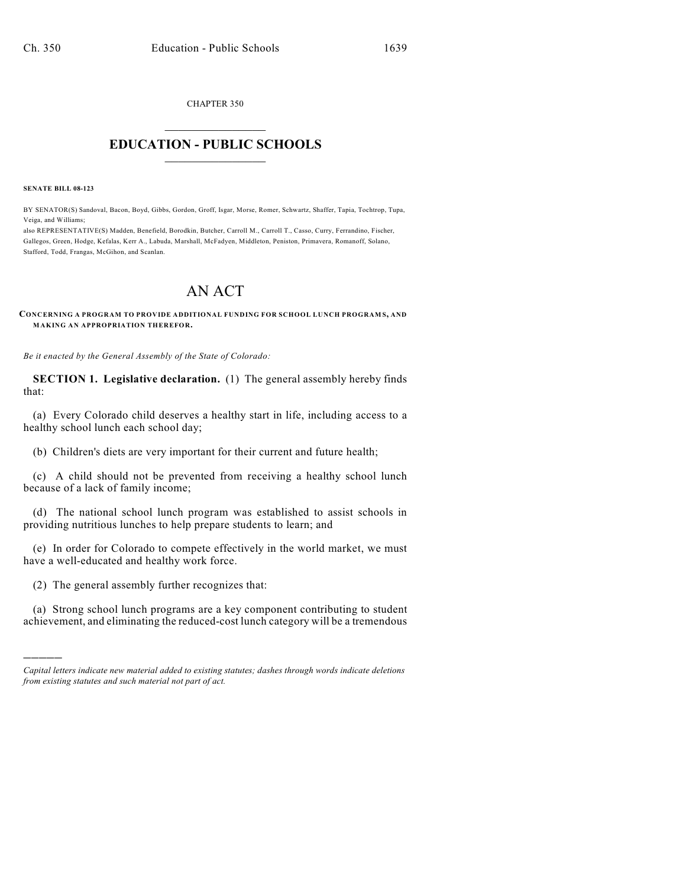CHAPTER 350

# EDUCATION - PUBLIC SCHOOLS

**SENATE BILL 08-123**

BY SENATOR(S) Sandoval, Bacon, Boyd, Gibbs, Gordon, Groff, Isgar, Morse, Romer, Schwartz, Shaffer, Tapia, Tochtrop, Tupa, Veiga, and Williams;
also REPRESENTATIVE(S) Madden, Benefield, Borodkin, Butcher, Carroll M., Carroll T., Casso, Curry, Ferrandino, Fischer, Gallegos, Green, Hodge, Kefalas, Kerr A., Labuda, Marshall, McFadyen, Middleton, Peniston, Primavera, Romanoff, Solano, Stafford, Todd, Frangas, McGihon, and Scanlan.

# AN ACT

**CONCERNING A PROGRAM TO PROVIDE ADDITIONAL FUNDING FOR SCHOOL LUNCH PROGRAMS, AND MAKING AN APPROPRIATION THEREFOR.**

*Be it enacted by the General Assembly of the State of Colorado:*

**SECTION 1. Legislative declaration.** (1) The general assembly hereby finds that:

(a) Every Colorado child deserves a healthy start in life, including access to a healthy school lunch each school day;

(b) Children's diets are very important for their current and future health;

(c) A child should not be prevented from receiving a healthy school lunch because of a lack of family income;

(d) The national school lunch program was established to assist schools in providing nutritious lunches to help prepare students to learn; and

(e) In order for Colorado to compete effectively in the world market, we must have a well-educated and healthy work force.

(2) The general assembly further recognizes that:

(a) Strong school lunch programs are a key component contributing to student achievement, and eliminating the reduced-cost lunch category will be a tremendous

———

*Capital letters indicate new material added to existing statutes; dashes through words indicate deletions from existing statutes and such material not part of act.*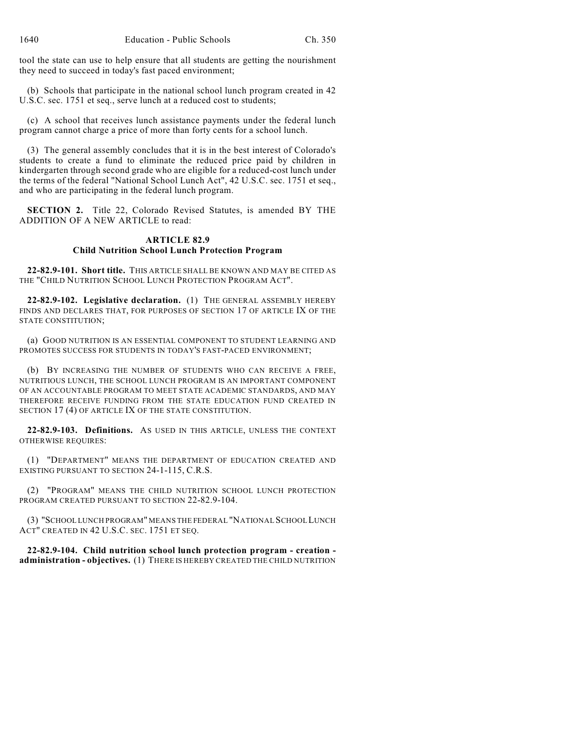tool the state can use to help ensure that all students are getting the nourishment they need to succeed in today's fast paced environment;

(b) Schools that participate in the national school lunch program created in 42 U.S.C. sec. 1751 et seq., serve lunch at a reduced cost to students;

(c) A school that receives lunch assistance payments under the federal lunch program cannot charge a price of more than forty cents for a school lunch.

(3) The general assembly concludes that it is in the best interest of Colorado's students to create a fund to eliminate the reduced price paid by children in kindergarten through second grade who are eligible for a reduced-cost lunch under the terms of the federal "National School Lunch Act", 42 U.S.C. sec. 1751 et seq., and who are participating in the federal lunch program.

**SECTION 2.** Title 22, Colorado Revised Statutes, is amended BY THE ADDITION OF A NEW ARTICLE to read:

**ARTICLE 82.9**
**Child Nutrition School Lunch Protection Program**

**22-82.9-101. Short title.** THIS ARTICLE SHALL BE KNOWN AND MAY BE CITED AS THE "CHILD NUTRITION SCHOOL LUNCH PROTECTION PROGRAM ACT".

**22-82.9-102. Legislative declaration.** (1) THE GENERAL ASSEMBLY HEREBY FINDS AND DECLARES THAT, FOR PURPOSES OF SECTION 17 OF ARTICLE IX OF THE STATE CONSTITUTION;

(a) GOOD NUTRITION IS AN ESSENTIAL COMPONENT TO STUDENT LEARNING AND PROMOTES SUCCESS FOR STUDENTS IN TODAY'S FAST-PACED ENVIRONMENT;

(b) BY INCREASING THE NUMBER OF STUDENTS WHO CAN RECEIVE A FREE, NUTRITIOUS LUNCH, THE SCHOOL LUNCH PROGRAM IS AN IMPORTANT COMPONENT OF AN ACCOUNTABLE PROGRAM TO MEET STATE ACADEMIC STANDARDS, AND MAY THEREFORE RECEIVE FUNDING FROM THE STATE EDUCATION FUND CREATED IN SECTION 17 (4) OF ARTICLE IX OF THE STATE CONSTITUTION.

**22-82.9-103. Definitions.** AS USED IN THIS ARTICLE, UNLESS THE CONTEXT OTHERWISE REQUIRES:

(1) "DEPARTMENT" MEANS THE DEPARTMENT OF EDUCATION CREATED AND EXISTING PURSUANT TO SECTION 24-1-115, C.R.S.

(2) "PROGRAM" MEANS THE CHILD NUTRITION SCHOOL LUNCH PROTECTION PROGRAM CREATED PURSUANT TO SECTION 22-82.9-104.

(3) "SCHOOL LUNCH PROGRAM" MEANS THE FEDERAL "NATIONAL SCHOOL LUNCH ACT" CREATED IN 42 U.S.C. SEC. 1751 ET SEQ.

**22-82.9-104. Child nutrition school lunch protection program - creation - administration - objectives.** (1) THERE IS HEREBY CREATED THE CHILD NUTRITION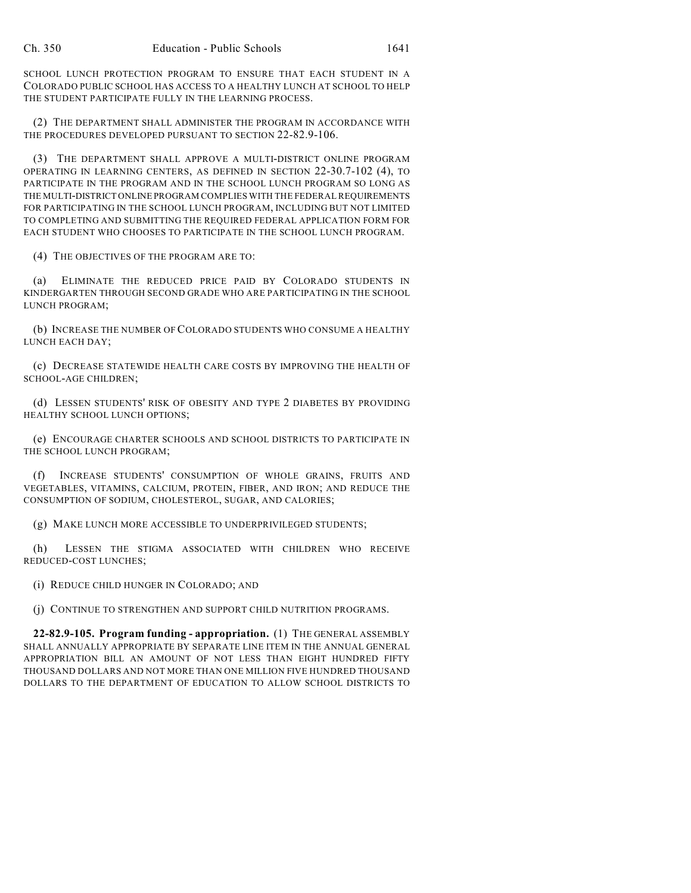SCHOOL LUNCH PROTECTION PROGRAM TO ENSURE THAT EACH STUDENT IN A COLORADO PUBLIC SCHOOL HAS ACCESS TO A HEALTHY LUNCH AT SCHOOL TO HELP THE STUDENT PARTICIPATE FULLY IN THE LEARNING PROCESS.

(2) THE DEPARTMENT SHALL ADMINISTER THE PROGRAM IN ACCORDANCE WITH THE PROCEDURES DEVELOPED PURSUANT TO SECTION 22-82.9-106.

(3) THE DEPARTMENT SHALL APPROVE A MULTI-DISTRICT ONLINE PROGRAM OPERATING IN LEARNING CENTERS, AS DEFINED IN SECTION 22-30.7-102 (4), TO PARTICIPATE IN THE PROGRAM AND IN THE SCHOOL LUNCH PROGRAM SO LONG AS THE MULTI-DISTRICT ONLINE PROGRAM COMPLIES WITH THE FEDERAL REQUIREMENTS FOR PARTICIPATING IN THE SCHOOL LUNCH PROGRAM, INCLUDING BUT NOT LIMITED TO COMPLETING AND SUBMITTING THE REQUIRED FEDERAL APPLICATION FORM FOR EACH STUDENT WHO CHOOSES TO PARTICIPATE IN THE SCHOOL LUNCH PROGRAM.

(4) THE OBJECTIVES OF THE PROGRAM ARE TO:

(a) ELIMINATE THE REDUCED PRICE PAID BY COLORADO STUDENTS IN KINDERGARTEN THROUGH SECOND GRADE WHO ARE PARTICIPATING IN THE SCHOOL LUNCH PROGRAM;

(b) INCREASE THE NUMBER OF COLORADO STUDENTS WHO CONSUME A HEALTHY LUNCH EACH DAY;

(c) DECREASE STATEWIDE HEALTH CARE COSTS BY IMPROVING THE HEALTH OF SCHOOL-AGE CHILDREN;

(d) LESSEN STUDENTS' RISK OF OBESITY AND TYPE 2 DIABETES BY PROVIDING HEALTHY SCHOOL LUNCH OPTIONS;

(e) ENCOURAGE CHARTER SCHOOLS AND SCHOOL DISTRICTS TO PARTICIPATE IN THE SCHOOL LUNCH PROGRAM;

(f) INCREASE STUDENTS' CONSUMPTION OF WHOLE GRAINS, FRUITS AND VEGETABLES, VITAMINS, CALCIUM, PROTEIN, FIBER, AND IRON; AND REDUCE THE CONSUMPTION OF SODIUM, CHOLESTEROL, SUGAR, AND CALORIES;

(g) MAKE LUNCH MORE ACCESSIBLE TO UNDERPRIVILEGED STUDENTS;

(h) LESSEN THE STIGMA ASSOCIATED WITH CHILDREN WHO RECEIVE REDUCED-COST LUNCHES;

(i) REDUCE CHILD HUNGER IN COLORADO; AND

(j) CONTINUE TO STRENGTHEN AND SUPPORT CHILD NUTRITION PROGRAMS.

**22-82.9-105. Program funding - appropriation.** (1) THE GENERAL ASSEMBLY SHALL ANNUALLY APPROPRIATE BY SEPARATE LINE ITEM IN THE ANNUAL GENERAL APPROPRIATION BILL AN AMOUNT OF NOT LESS THAN EIGHT HUNDRED FIFTY THOUSAND DOLLARS AND NOT MORE THAN ONE MILLION FIVE HUNDRED THOUSAND DOLLARS TO THE DEPARTMENT OF EDUCATION TO ALLOW SCHOOL DISTRICTS TO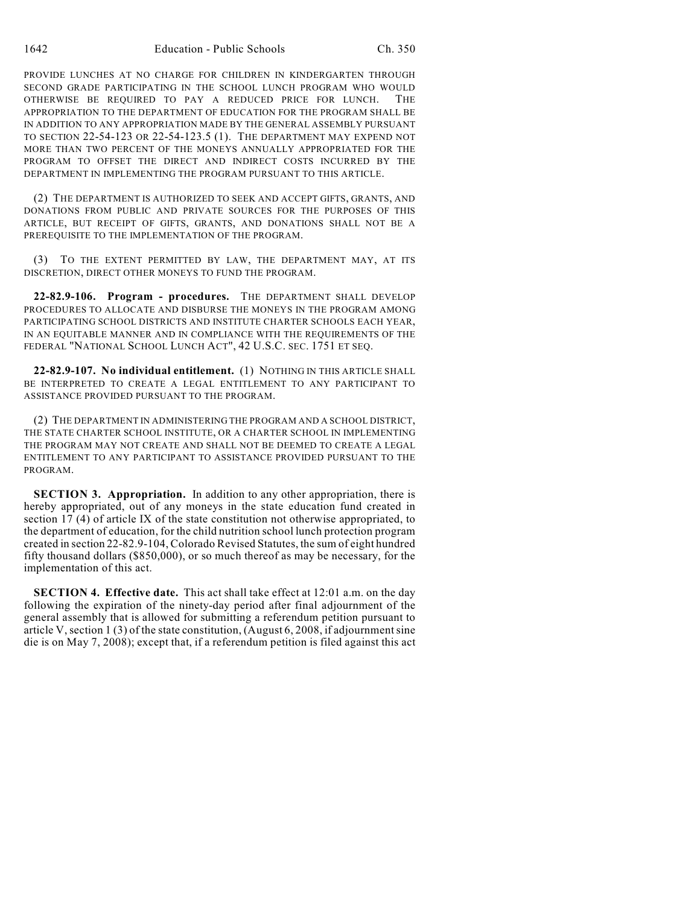PROVIDE LUNCHES AT NO CHARGE FOR CHILDREN IN KINDERGARTEN THROUGH SECOND GRADE PARTICIPATING IN THE SCHOOL LUNCH PROGRAM WHO WOULD OTHERWISE BE REQUIRED TO PAY A REDUCED PRICE FOR LUNCH. THE APPROPRIATION TO THE DEPARTMENT OF EDUCATION FOR THE PROGRAM SHALL BE IN ADDITION TO ANY APPROPRIATION MADE BY THE GENERAL ASSEMBLY PURSUANT TO SECTION 22-54-123 OR 22-54-123.5 (1). THE DEPARTMENT MAY EXPEND NOT MORE THAN TWO PERCENT OF THE MONEYS ANNUALLY APPROPRIATED FOR THE PROGRAM TO OFFSET THE DIRECT AND INDIRECT COSTS INCURRED BY THE DEPARTMENT IN IMPLEMENTING THE PROGRAM PURSUANT TO THIS ARTICLE.

(2) THE DEPARTMENT IS AUTHORIZED TO SEEK AND ACCEPT GIFTS, GRANTS, AND DONATIONS FROM PUBLIC AND PRIVATE SOURCES FOR THE PURPOSES OF THIS ARTICLE, BUT RECEIPT OF GIFTS, GRANTS, AND DONATIONS SHALL NOT BE A PREREQUISITE TO THE IMPLEMENTATION OF THE PROGRAM.

(3) TO THE EXTENT PERMITTED BY LAW, THE DEPARTMENT MAY, AT ITS DISCRETION, DIRECT OTHER MONEYS TO FUND THE PROGRAM.

**22-82.9-106. Program - procedures.** THE DEPARTMENT SHALL DEVELOP PROCEDURES TO ALLOCATE AND DISBURSE THE MONEYS IN THE PROGRAM AMONG PARTICIPATING SCHOOL DISTRICTS AND INSTITUTE CHARTER SCHOOLS EACH YEAR, IN AN EQUITABLE MANNER AND IN COMPLIANCE WITH THE REQUIREMENTS OF THE FEDERAL "NATIONAL SCHOOL LUNCH ACT", 42 U.S.C. SEC. 1751 ET SEQ.

**22-82.9-107. No individual entitlement.** (1) NOTHING IN THIS ARTICLE SHALL BE INTERPRETED TO CREATE A LEGAL ENTITLEMENT TO ANY PARTICIPANT TO ASSISTANCE PROVIDED PURSUANT TO THE PROGRAM.

(2) THE DEPARTMENT IN ADMINISTERING THE PROGRAM AND A SCHOOL DISTRICT, THE STATE CHARTER SCHOOL INSTITUTE, OR A CHARTER SCHOOL IN IMPLEMENTING THE PROGRAM MAY NOT CREATE AND SHALL NOT BE DEEMED TO CREATE A LEGAL ENTITLEMENT TO ANY PARTICIPANT TO ASSISTANCE PROVIDED PURSUANT TO THE PROGRAM.

**SECTION 3. Appropriation.** In addition to any other appropriation, there is hereby appropriated, out of any moneys in the state education fund created in section 17 (4) of article IX of the state constitution not otherwise appropriated, to the department of education, for the child nutrition school lunch protection program created in section 22-82.9-104, Colorado Revised Statutes, the sum of eight hundred fifty thousand dollars ($850,000), or so much thereof as may be necessary, for the implementation of this act.

**SECTION 4. Effective date.** This act shall take effect at 12:01 a.m. on the day following the expiration of the ninety-day period after final adjournment of the general assembly that is allowed for submitting a referendum petition pursuant to article V, section 1 (3) of the state constitution, (August 6, 2008, if adjournment sine die is on May 7, 2008); except that, if a referendum petition is filed against this act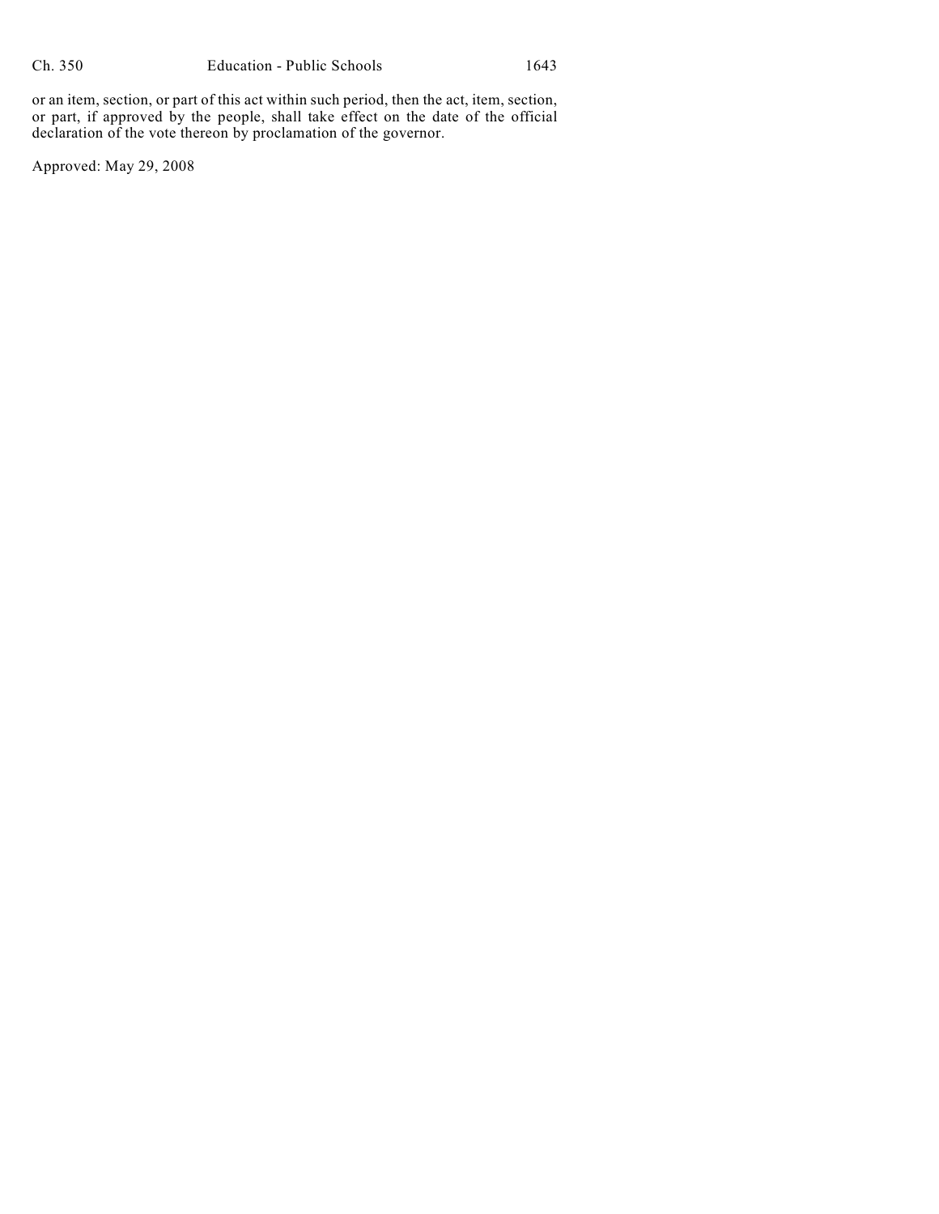or an item, section, or part of this act within such period, then the act, item, section, or part, if approved by the people, shall take effect on the date of the official declaration of the vote thereon by proclamation of the governor.

Approved: May 29, 2008